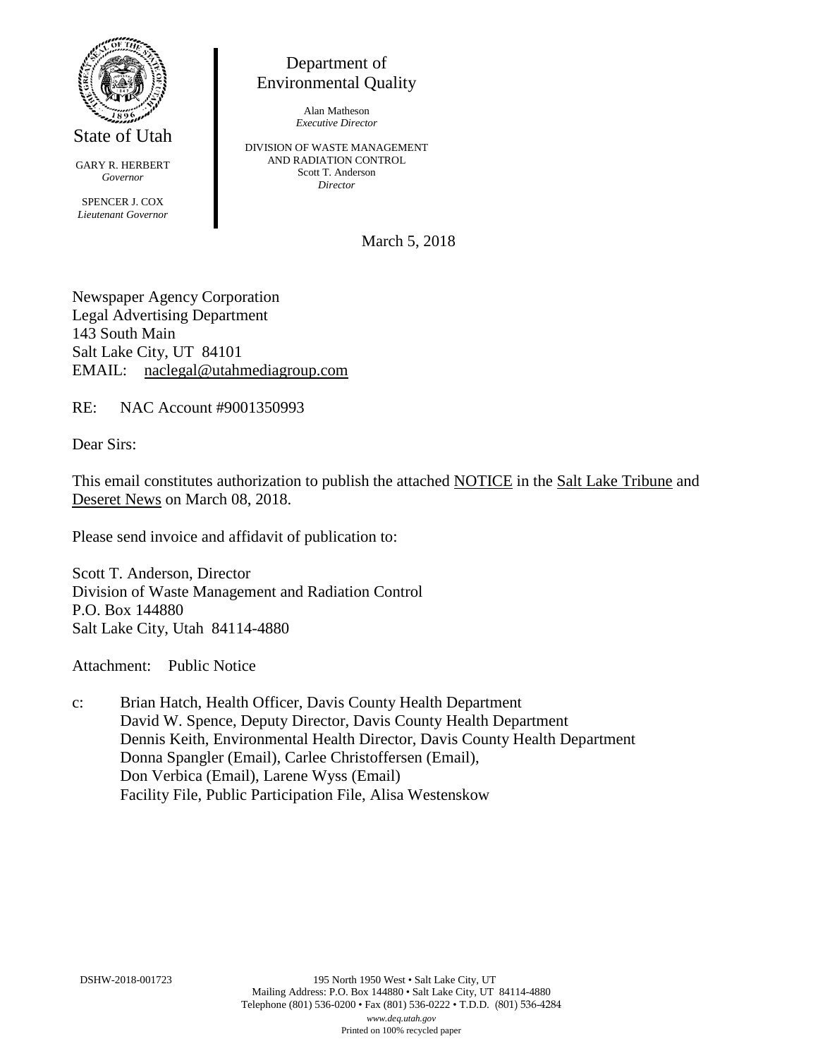State of Utah

GARY R. HERBERT
*Governor*

SPENCER J. COX
*Lieutenant Governor*

Department of
Environmental Quality

Alan Matheson
*Executive Director*

DIVISION OF WASTE MANAGEMENT
AND RADIATION CONTROL
Scott T. Anderson
*Director*

March 5, 2018

Newspaper Agency Corporation
Legal Advertising Department
143 South Main
Salt Lake City, UT 84101
EMAIL: naclegal@utahmediagroup.com

RE: NAC Account #9001350993

Dear Sirs:

This email constitutes authorization to publish the attached NOTICE in the Salt Lake Tribune and Deseret News on March 08, 2018.

Please send invoice and affidavit of publication to:

Scott T. Anderson, Director
Division of Waste Management and Radiation Control
P.O. Box 144880
Salt Lake City, Utah 84114-4880

Attachment: Public Notice

c: Brian Hatch, Health Officer, Davis County Health Department
David W. Spence, Deputy Director, Davis County Health Department
Dennis Keith, Environmental Health Director, Davis County Health Department
Donna Spangler (Email), Carlee Christoffersen (Email),
Don Verbica (Email), Larene Wyss (Email)
Facility File, Public Participation File, Alisa Westenskow

DSHW-2018-001723

195 North 1950 West • Salt Lake City, UT
Mailing Address: P.O. Box 144880 • Salt Lake City, UT 84114-4880
Telephone (801) 536-0200 • Fax (801) 536-0222 • T.D.D. (801) 536-4284
*www.deq.utah.gov*
Printed on 100% recycled paper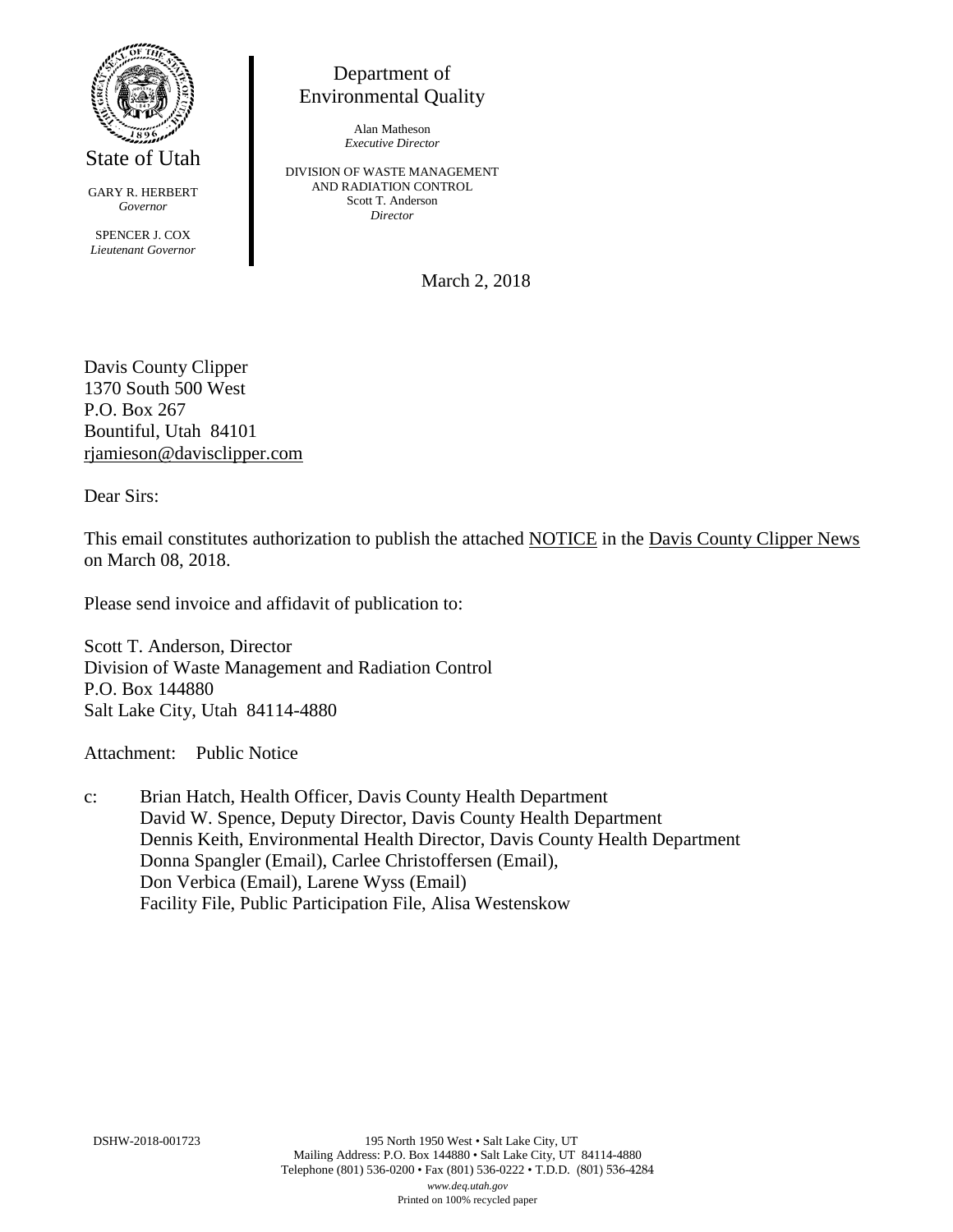State of Utah

GARY R. HERBERT
*Governor*

SPENCER J. COX
*Lieutenant Governor*

Department of
Environmental Quality

Alan Matheson
*Executive Director*

DIVISION OF WASTE MANAGEMENT
AND RADIATION CONTROL
Scott T. Anderson
*Director*

March 2, 2018

Davis County Clipper
1370 South 500 West
P.O. Box 267
Bountiful, Utah 84101
rjamieson@davisclipper.com

Dear Sirs:

This email constitutes authorization to publish the attached NOTICE in the Davis County Clipper News on March 08, 2018.

Please send invoice and affidavit of publication to:

Scott T. Anderson, Director
Division of Waste Management and Radiation Control
P.O. Box 144880
Salt Lake City, Utah 84114-4880

Attachment: Public Notice

c: Brian Hatch, Health Officer, Davis County Health Department
David W. Spence, Deputy Director, Davis County Health Department
Dennis Keith, Environmental Health Director, Davis County Health Department
Donna Spangler (Email), Carlee Christoffersen (Email),
Don Verbica (Email), Larene Wyss (Email)
Facility File, Public Participation File, Alisa Westenskow

DSHW-2018-001723

195 North 1950 West • Salt Lake City, UT
Mailing Address: P.O. Box 144880 • Salt Lake City, UT 84114-4880
Telephone (801) 536-0200 • Fax (801) 536-0222 • T.D.D. (801) 536-4284
*www.deq.utah.gov*
Printed on 100% recycled paper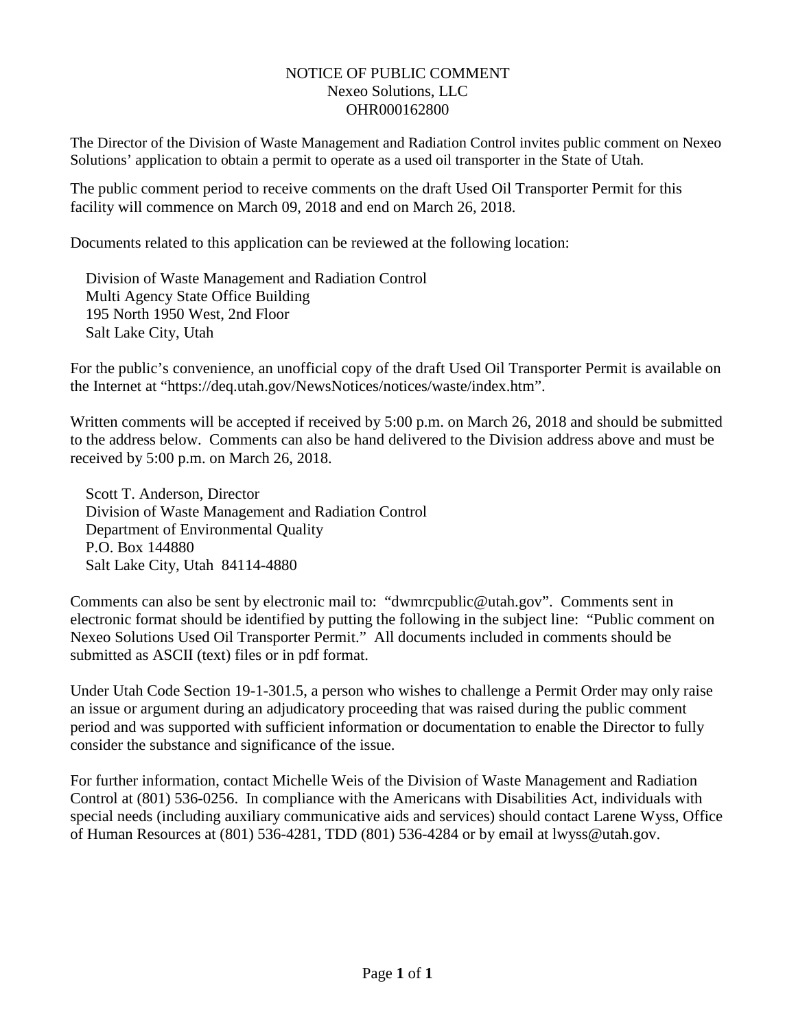# NOTICE OF PUBLIC COMMENT
## Nexeo Solutions, LLC
## OHR000162800

The Director of the Division of Waste Management and Radiation Control invites public comment on Nexeo Solutions' application to obtain a permit to operate as a used oil transporter in the State of Utah.

The public comment period to receive comments on the draft Used Oil Transporter Permit for this facility will commence on March 09, 2018 and end on March 26, 2018.

Documents related to this application can be reviewed at the following location:

Division of Waste Management and Radiation Control
Multi Agency State Office Building
195 North 1950 West, 2nd Floor
Salt Lake City, Utah

For the public's convenience, an unofficial copy of the draft Used Oil Transporter Permit is available on the Internet at "https://deq.utah.gov/NewsNotices/notices/waste/index.htm".

Written comments will be accepted if received by 5:00 p.m. on March 26, 2018 and should be submitted to the address below. Comments can also be hand delivered to the Division address above and must be received by 5:00 p.m. on March 26, 2018.

Scott T. Anderson, Director
Division of Waste Management and Radiation Control
Department of Environmental Quality
P.O. Box 144880
Salt Lake City, Utah 84114-4880

Comments can also be sent by electronic mail to: "dwmrcpublic@utah.gov". Comments sent in electronic format should be identified by putting the following in the subject line: "Public comment on Nexeo Solutions Used Oil Transporter Permit." All documents included in comments should be submitted as ASCII (text) files or in pdf format.

Under Utah Code Section 19-1-301.5, a person who wishes to challenge a Permit Order may only raise an issue or argument during an adjudicatory proceeding that was raised during the public comment period and was supported with sufficient information or documentation to enable the Director to fully consider the substance and significance of the issue.

For further information, contact Michelle Weis of the Division of Waste Management and Radiation Control at (801) 536-0256. In compliance with the Americans with Disabilities Act, individuals with special needs (including auxiliary communicative aids and services) should contact Larene Wyss, Office of Human Resources at (801) 536-4281, TDD (801) 536-4284 or by email at lwyss@utah.gov.